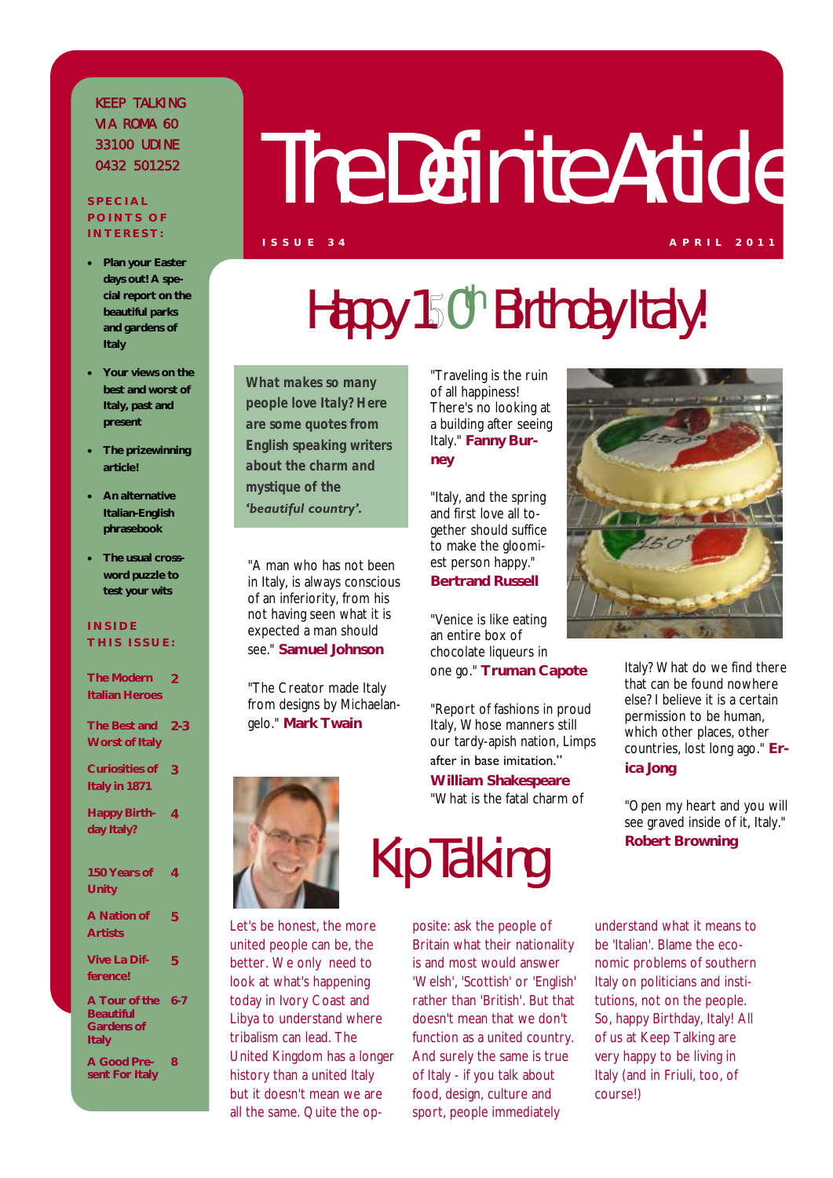KEEP TALKING
VIA ROMA 60
33100 UDINE
0432 501252

**SPECIAL POINTS OF INTEREST:**

- **Plan your Easter days out! A special report on the beautiful parks and gardens of Italy**
- **Your views on the best and worst of Italy, past and present**
- **The prizewinning article!**
- **An alternative Italian-English phrasebook**
- **The usual crossword puzzle to test your wits**

**INSIDE THIS ISSUE:**

| | |
|---|---|
| The Modern Italian Heroes | 2 |
| The Best and Worst of Italy | 2-3 |
| Curiosities of Italy in 1871 | 3 |
| Happy Birthday Italy? | 4 |
| 150 Years of Unity | 4 |
| A Nation of Artists | 5 |
| Vive La Différence! | 5 |
| A Tour of the Beautiful Gardens of Italy | 6-7 |
| A Good Present For Italy | 8 |

# The Definite Article

ISSUE 34 — APRIL 2011

# Happy 150th Birthday Italy!

***What makes so many people love Italy? Here are some quotes from English speaking writers about the charm and mystique of the 'beautiful country'.***

"A man who has not been in Italy, is always conscious of an inferiority, from his not having seen what it is expected a man should see." **Samuel Johnson**

"The Creator made Italy from designs by Michaelangelo." **Mark Twain**

"Traveling is the ruin of all happiness! There's no looking at a building after seeing Italy." **Fanny Burney**

"Italy, and the spring and first love all together should suffice to make the gloomiest person happy." **Bertrand Russell**

"Venice is like eating an entire box of chocolate liqueurs in one go." **Truman Capote**

"Report of fashions in proud Italy, Whose manners still our tardy-apish nation, Limps after in base imitation." **William Shakespeare**

"What is the fatal charm of Italy? What do we find there that can be found nowhere else? I believe it is a certain permission to be human, which other places, other countries, lost long ago." **Erica Jong**

"Open my heart and you will see graved inside of it, Italy." **Robert Browning**

## Kip Talking

Let's be honest, the more united people can be, the better. We only need to look at what's happening today in Ivory Coast and Libya to understand where tribalism can lead. The United Kingdom has a longer history than a united Italy but it doesn't mean we are all the same. Quite the opposite: ask the people of Britain what their nationality is and most would answer 'Welsh', 'Scottish' or 'English' rather than 'British'. But that doesn't mean that we don't function as a united country. And surely the same is true of Italy - if you talk about food, design, culture and sport, people immediately understand what it means to be 'Italian'. Blame the economic problems of southern Italy on politicians and institutions, not on the people. So, happy Birthday, Italy! All of us at Keep Talking are very happy to be living in Italy (and in Friuli, too, of course!)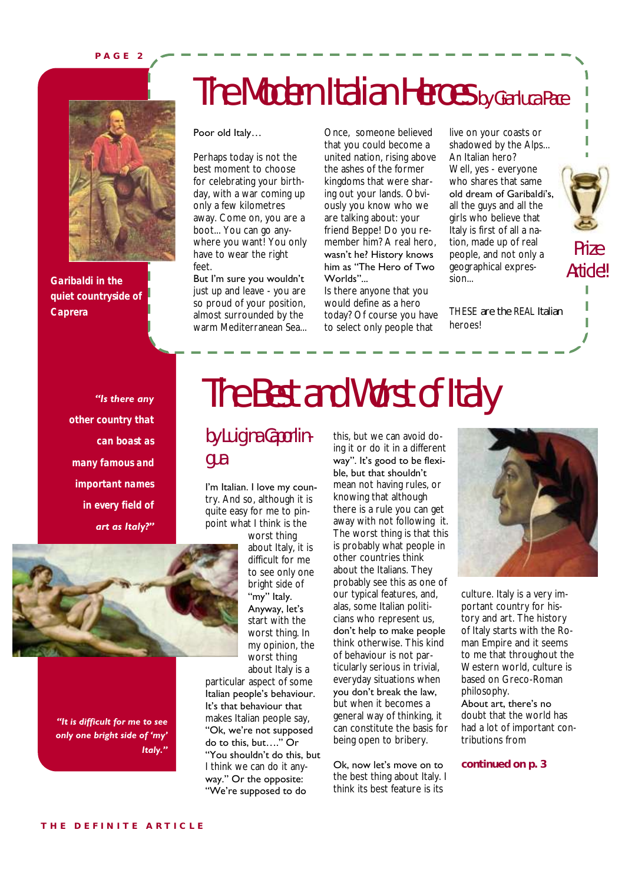# The Modern Italian Heroes by Gianluca Pace

Garibaldi in the quiet countryside of Caprera

Poor old Italy…

Perhaps today is not the best moment to choose for celebrating your birthday, with a war coming up only a few kilometres away. Come on, you are a boot... You can go anywhere you want! You only have to wear the right feet.

But I'm sure you wouldn't just up and leave - you are so proud of your position, almost surrounded by the warm Mediterranean Sea...

Once, someone believed that you could become a united nation, rising above the ashes of the former kingdoms that were sharing out your lands. Obviously you know who we are talking about: your friend Beppe! Do you remember him? A real hero, wasn't he? History knows him as "The Hero of Two Worlds"...

Is there anyone that you would define as a hero today? Of course you have to select only people that live on your coasts or shadowed by the Alps... An Italian hero?

Well, yes - everyone who shares that same old dream of Garibaldi's, all the guys and all the girls who believe that Italy is first of all a nation, made up of real people, and not only a geographical expression...

THESE are the REAL Italian heroes!

Prize Article!!

# The Best and Worst of Italy

## by Luigina Capolingua

*"Is there any other country that can boast as many famous and important names in every field of art as Italy?"*

*"It is difficult for me to see only one bright side of 'my' Italy."*

I'm Italian. I love my country. And so, although it is quite easy for me to pinpoint what I think is the worst thing about Italy, it is difficult for me to see only one bright side of "my" Italy.

Anyway, let's start with the worst thing. In my opinion, the worst thing about Italy is a particular aspect of some Italian people's behaviour. It's that behaviour that makes Italian people say, "Ok, we're not supposed do to this, but…." Or "You shouldn't do this, but I think we can do it anyway." Or the opposite: "We're supposed to do this, but we can avoid doing it or do it in a different way". It's good to be flexible, but that shouldn't mean not having rules, or knowing that although there is a rule you can get away with not following it. The worst thing is that this is probably what people in other countries think about the Italians. They probably see this as one of our typical features, and, alas, some Italian politicians who represent us, don't help to make people think otherwise. This kind of behaviour is not particularly serious in trivial, everyday situations when you don't break the law, but when it becomes a general way of thinking, it can constitute the basis for being open to bribery.

Ok, now let's move on to the best thing about Italy. I think its best feature is its culture. Italy is a very important country for history and art. The history of Italy starts with the Roman Empire and it seems to me that throughout the Western world, culture is based on Greco-Roman philosophy.

About art, there's no doubt that the world has had a lot of important contributions from

**continued on p. 3**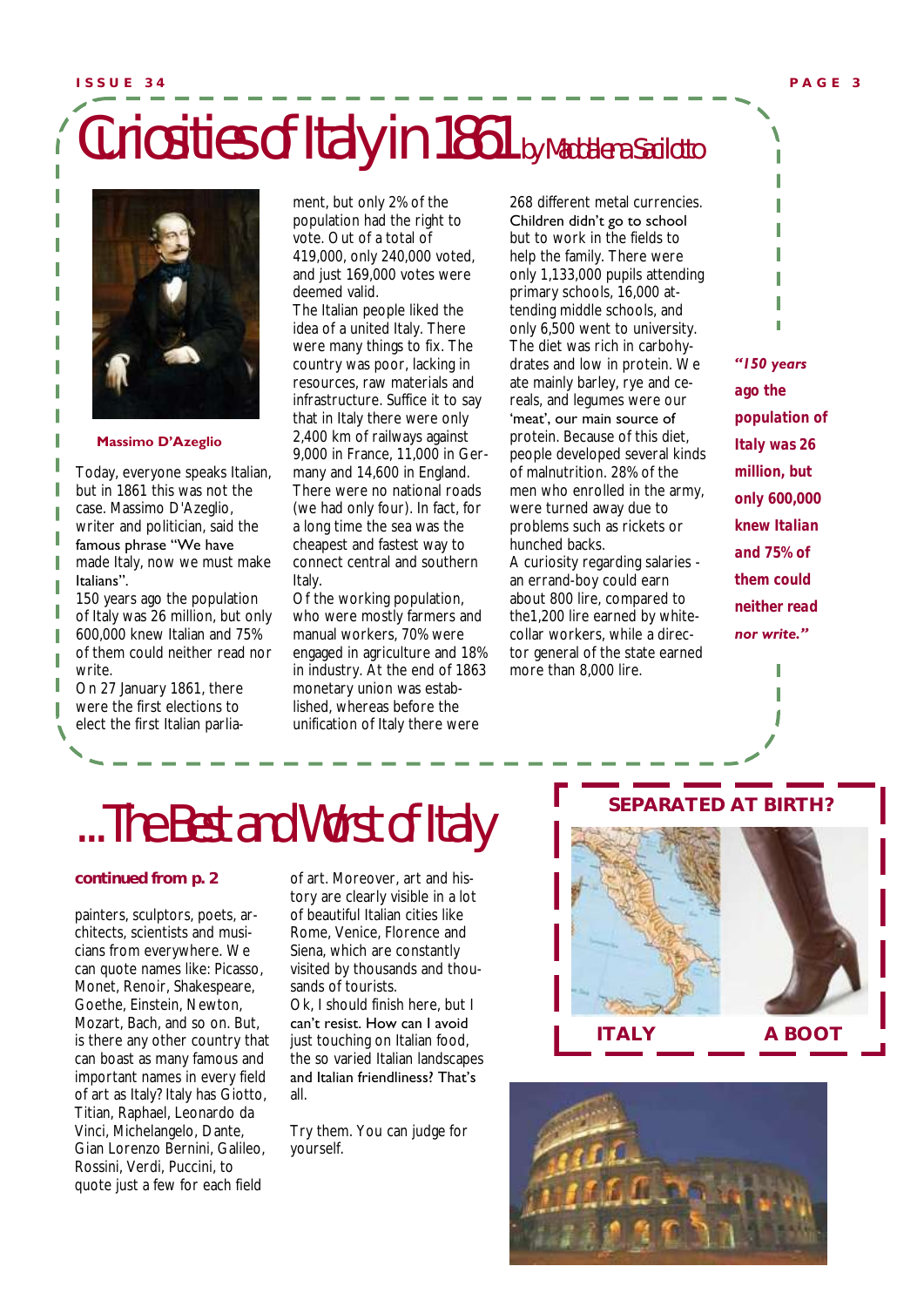# Curiosities of Italy in 1861 by Maddalena Saccilotto

Massimo D'Azeglio

Today, everyone speaks Italian, but in 1861 this was not the case. Massimo D'Azeglio, writer and politician, said the famous phrase "We have made Italy, now we must make Italians".

150 years ago the population of Italy was 26 million, but only 600,000 knew Italian and 75% of them could neither read nor write.

On 27 January 1861, there were the first elections to elect the first Italian parliament, but only 2% of the population had the right to vote. Out of a total of 419,000, only 240,000 voted, and just 169,000 votes were deemed valid.

The Italian people liked the idea of a united Italy. There were many things to fix. The country was poor, lacking in resources, raw materials and infrastructure. Suffice it to say that in Italy there were only 2,400 km of railways against 9,000 in France, 11,000 in Germany and 14,600 in England. There were no national roads (we had only four). In fact, for a long time the sea was the cheapest and fastest way to connect central and southern Italy.

Of the working population, who were mostly farmers and manual workers, 70% were engaged in agriculture and 18% in industry. At the end of 1863 monetary union was established, whereas before the unification of Italy there were 268 different metal currencies.

Children didn't go to school but to work in the fields to help the family. There were only 1,133,000 pupils attending primary schools, 16,000 attending middle schools, and only 6,500 went to university.

The diet was rich in carbohydrates and low in protein. We ate mainly barley, rye and cereals, and legumes were our 'meat', our main source of protein. Because of this diet, people developed several kinds of malnutrition. 28% of the men who enrolled in the army, were turned away due to problems such as rickets or hunched backs.

A curiosity regarding salaries - an errand-boy could earn about 800 lire, compared to the 1,200 lire earned by white-collar workers, while a director general of the state earned more than 8,000 lire.

> ***"150 years ago the population of Italy was 26 million, but only 600,000 knew Italian and 75% of them could neither read nor write."***

# ...The Best and Worst of Italy

**continued from p. 2**

painters, sculptors, poets, architects, scientists and musicians from everywhere. We can quote names like: Picasso, Monet, Renoir, Shakespeare, Goethe, Einstein, Newton, Mozart, Bach, and so on. But, is there any other country that can boast as many famous and important names in every field of art as Italy? Italy has Giotto, Titian, Raphael, Leonardo da Vinci, Michelangelo, Dante, Gian Lorenzo Bernini, Galileo, Rossini, Verdi, Puccini, to quote just a few for each field of art. Moreover, art and history are clearly visible in a lot of beautiful Italian cities like Rome, Venice, Florence and Siena, which are constantly visited by thousands and thousands of tourists.

Ok, I should finish here, but I can't resist. How can I avoid just touching on Italian food, the so varied Italian landscapes and Italian friendliness? That's all.

Try them. You can judge for yourself.

**SEPARATED AT BIRTH?**

**ITALY** **A BOOT**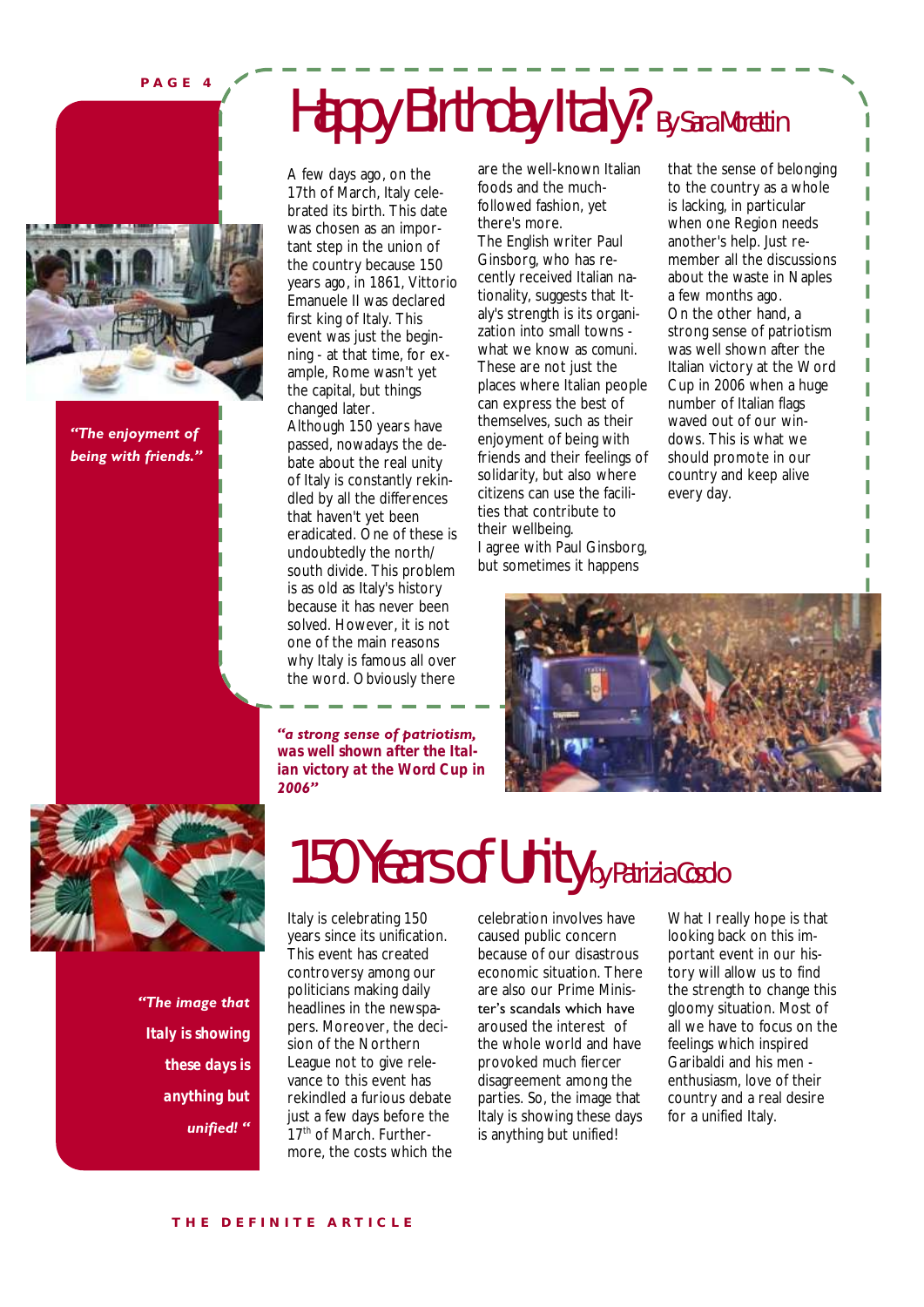# Happy Birthday Italy? By Sara Morettin

*"The enjoyment of being with friends."*

A few days ago, on the 17th of March, Italy celebrated its birth. This date was chosen as an important step in the union of the country because 150 years ago, in 1861, Vittorio Emanuele II was declared first king of Italy. This event was just the beginning - at that time, for example, Rome wasn't yet the capital, but things changed later.
Although 150 years have passed, nowadays the debate about the real unity of Italy is constantly rekindled by all the differences that haven't yet been eradicated. One of these is undoubtedly the north/south divide. This problem is as old as Italy's history because it has never been solved. However, it is not one of the main reasons why Italy is famous all over the word. Obviously there are the well-known Italian foods and the much-followed fashion, yet there's more.
The English writer Paul Ginsborg, who has recently received Italian nationality, suggests that Italy's strength is its organization into small towns - what we know as comuni. These are not just the places where Italian people can express the best of themselves, such as their enjoyment of being with friends and their feelings of solidarity, but also where citizens can use the facilities that contribute to their wellbeing.
I agree with Paul Ginsborg, but sometimes it happens that the sense of belonging to the country as a whole is lacking, in particular when one Region needs another's help. Just remember all the discussions about the waste in Naples a few months ago.
On the other hand, a strong sense of patriotism was well shown after the Italian victory at the Word Cup in 2006 when a huge number of Italian flags waved out of our windows. This is what we should promote in our country and keep alive every day.

*"a strong sense of patriotism, was well shown after the Italian victory at the Word Cup in 2006"*

# 150 Years of Unity by Patrizia Cosclo

*"The image that Italy is showing these days is anything but unified! "*

Italy is celebrating 150 years since its unification. This event has created controversy among our politicians making daily headlines in the newspapers. Moreover, the decision of the Northern League not to give relevance to this event has rekindled a furious debate just a few days before the 17th of March. Furthermore, the costs which the celebration involves have caused public concern because of our disastrous economic situation. There are also our Prime Minister's scandals which have aroused the interest of the whole world and have provoked much fiercer disagreement among the parties. So, the image that Italy is showing these days is anything but unified!
What I really hope is that looking back on this important event in our history will allow us to find the strength to change this gloomy situation. Most of all we have to focus on the feelings which inspired Garibaldi and his men - enthusiasm, love of their country and a real desire for a unified Italy.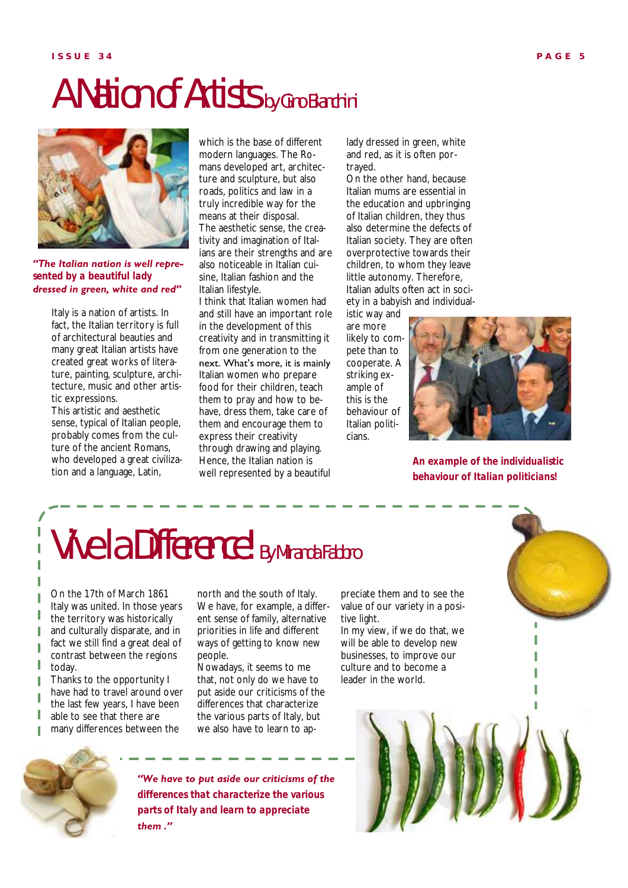# A Nation of Artists *by Gino Bianchini*

*"The Italian nation is well represented by a beautiful lady dressed in green, white and red"*

Italy is a nation of artists. In fact, the Italian territory is full of architectural beauties and many great Italian artists have created great works of literature, painting, sculpture, architecture, music and other artistic expressions.

This artistic and aesthetic sense, typical of Italian people, probably comes from the culture of the ancient Romans, who developed a great civilization and a language, Latin, which is the base of different modern languages. The Romans developed art, architecture and sculpture, but also roads, politics and law in a truly incredible way for the means at their disposal.

The aesthetic sense, the creativity and imagination of Italians are their strengths and are also noticeable in Italian cuisine, Italian fashion and the Italian lifestyle.

I think that Italian women had and still have an important role in the development of this creativity and in transmitting it from one generation to the next. What's more, it is mainly Italian women who prepare food for their children, teach them to pray and how to behave, dress them, take care of them and encourage them to express their creativity through drawing and playing. Hence, the Italian nation is well represented by a beautiful lady dressed in green, white and red, as it is often portrayed.

On the other hand, because Italian mums are essential in the education and upbringing of Italian children, they thus also determine the defects of Italian society. They are often overprotective towards their children, to whom they leave little autonomy. Therefore, Italian adults often act in society in a babyish and individualistic way and are more likely to compete than to cooperate. A striking example of this is the behaviour of Italian politicians.

**An example of the individualistic behaviour of Italian politicians!**

# Vive la Différence! *By Miranda Faldoro*

On the 17th of March 1861 Italy was united. In those years the territory was historically and culturally disparate, and in fact we still find a great deal of contrast between the regions today.

Thanks to the opportunity I have had to travel around over the last few years, I have been able to see that there are many differences between the north and the south of Italy. We have, for example, a different sense of family, alternative priorities in life and different ways of getting to know new people.

Nowadays, it seems to me that, not only do we have to put aside our criticisms of the differences that characterize the various parts of Italy, but we also have to learn to appreciate them and to see the value of our variety in a positive light.

In my view, if we do that, we will be able to develop new businesses, to improve our culture and to become a leader in the world.

*"We have to put aside our criticisms of the differences that characterize the various parts of Italy and learn to appreciate them."*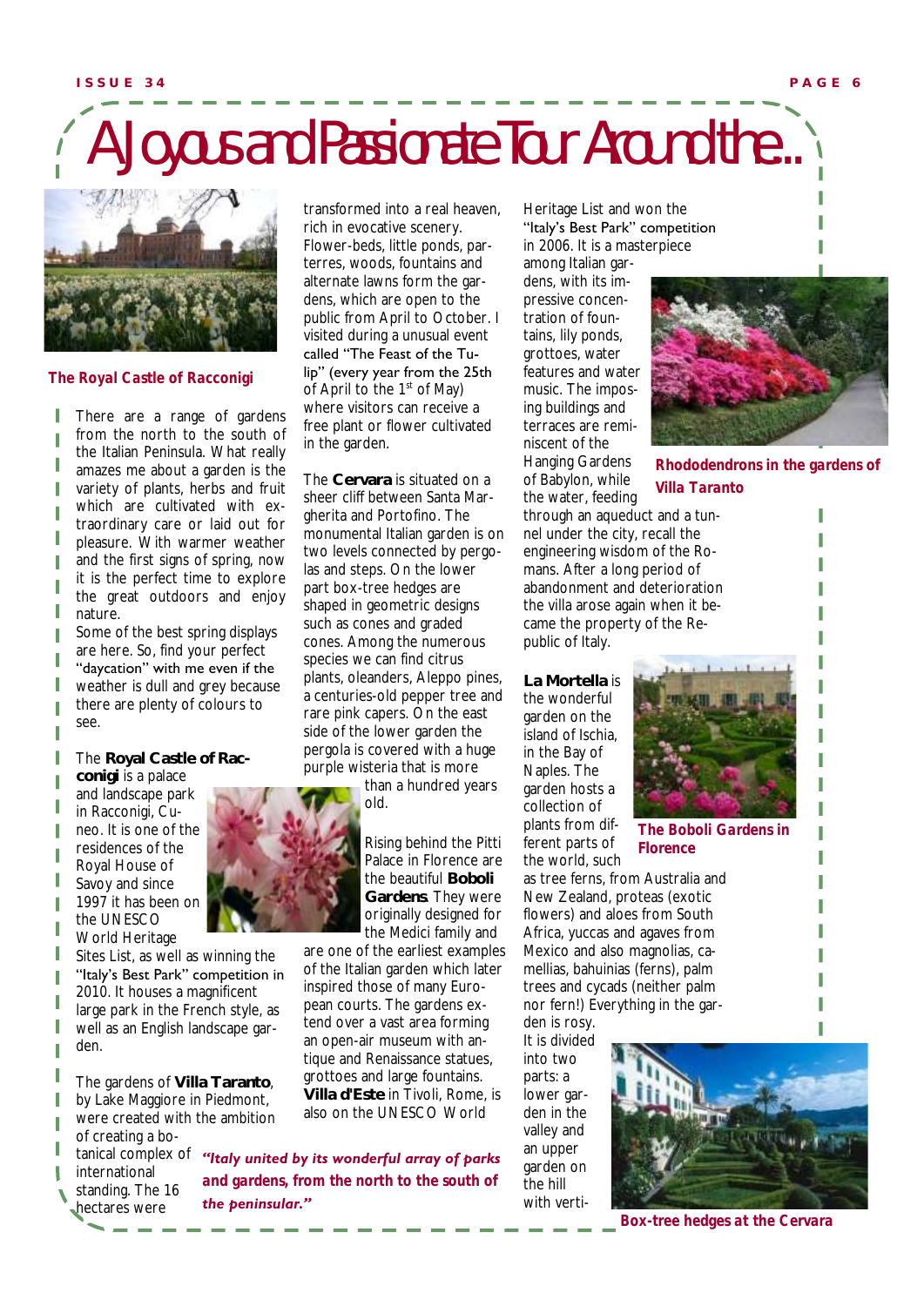# A Joyous and Passionate Tour Around the...

The Royal Castle of Racconigi

There are a range of gardens from the north to the south of the Italian Peninsula. What really amazes me about a garden is the variety of plants, herbs and fruit which are cultivated with extraordinary care or laid out for pleasure. With warmer weather and the first signs of spring, now it is the perfect time to explore the great outdoors and enjoy nature.

Some of the best spring displays are here. So, find your perfect "daycation" with me even if the weather is dull and grey because there are plenty of colours to see.

The **Royal Castle of Racconigi** is a palace and landscape park in Racconigi, Cuneo. It is one of the residences of the Royal House of Savoy and since 1997 it has been on the UNESCO World Heritage Sites List, as well as winning the "Italy's Best Park" competition in 2010. It houses a magnificent large park in the French style, as well as an English landscape garden.

The gardens of **Villa Taranto**, by Lake Maggiore in Piedmont, were created with the ambition of creating a botanical complex of international standing. The 16 hectares were transformed into a real heaven, rich in evocative scenery. Flower-beds, little ponds, parterres, woods, fountains and alternate lawns form the gardens, which are open to the public from April to October. I visited during a unusual event called "The Feast of the Tulip" (every year from the 25th of April to the 1st of May) where visitors can receive a free plant or flower cultivated in the garden.

The **Cervara** is situated on a sheer cliff between Santa Margherita and Portofino. The monumental Italian garden is on two levels connected by pergolas and steps. On the lower part box-tree hedges are shaped in geometric designs such as cones and graded cones. Among the numerous species we can find citrus plants, oleanders, Aleppo pines, a centuries-old pepper tree and rare pink capers. On the east side of the lower garden the pergola is covered with a huge purple wisteria that is more than a hundred years old.

Rising behind the Pitti Palace in Florence are the beautiful **Boboli Gardens**. They were originally designed for the Medici family and are one of the earliest examples of the Italian garden which later inspired those of many European courts. The gardens extend over a vast area forming an open-air museum with antique and Renaissance statues, grottoes and large fountains. **Villa d'Este** in Tivoli, Rome, is also on the UNESCO World Heritage List and won the "Italy's Best Park" competition in 2006. It is a masterpiece among Italian gardens, with its impressive concentration of fountains, lily ponds, grottoes, water features and water music. The imposing buildings and terraces are reminiscent of the Hanging Gardens of Babylon, while the water, feeding through an aqueduct and a tunnel under the city, recall the engineering wisdom of the Romans. After a long period of abandonment and deterioration the villa arose again when it became the property of the Republic of Italy.

*"Italy united by its wonderful array of parks and gardens, from the north to the south of the peninsular."*

Rhododendrons in the gardens of Villa Taranto

**La Mortella** is the wonderful garden on the island of Ischia, in the Bay of Naples. The garden hosts a collection of plants from different parts of the world, such as tree ferns, from Australia and New Zealand, proteas (exotic flowers) and aloes from South Africa, yuccas and agaves from Mexico and also magnolias, camellias, bahuinias (ferns), palm trees and cycads (neither palm nor fern!) Everything in the garden is rosy. It is divided into two parts: a lower garden in the valley and an upper garden on the hill with verti-

The Boboli Gardens in Florence

Box-tree hedges at the Cervara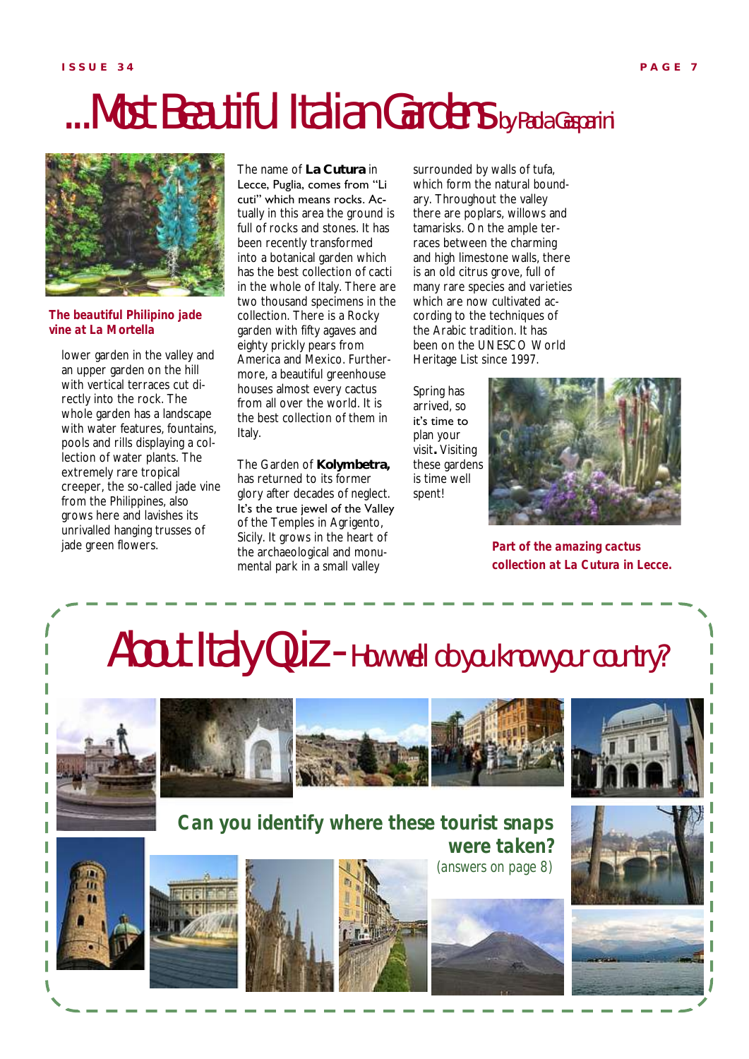# ...Most Beautiful Italian Gardens by Paola Gasparini

**The beautiful Philipino jade vine at La Mortella**

lower garden in the valley and an upper garden on the hill with vertical terraces cut directly into the rock. The whole garden has a landscape with water features, fountains, pools and rills displaying a collection of water plants. The extremely rare tropical creeper, the so-called jade vine from the Philippines, also grows here and lavishes its unrivalled hanging trusses of jade green flowers.

The name of **La Cutura** in Lecce, Puglia, comes from "Li cuti" which means rocks. Actually in this area the ground is full of rocks and stones. It has been recently transformed into a botanical garden which has the best collection of cacti in the whole of Italy. There are two thousand specimens in the collection. There is a Rocky garden with fifty agaves and eighty prickly pears from America and Mexico. Furthermore, a beautiful greenhouse houses almost every cactus from all over the world. It is the best collection of them in Italy.

The Garden of **Kolymbetra,** has returned to its former glory after decades of neglect. It's the true jewel of the Valley of the Temples in Agrigento, Sicily. It grows in the heart of the archaeological and monumental park in a small valley surrounded by walls of tufa, which form the natural boundary. Throughout the valley there are poplars, willows and tamarisks. On the ample terraces between the charming and high limestone walls, there is an old citrus grove, full of many rare species and varieties which are now cultivated according to the techniques of the Arabic tradition. It has been on the UNESCO World Heritage List since 1997.

Spring has arrived, so it's time to plan your visit**.** Visiting these gardens is time well spent!

**Part of the amazing cactus collection at La Cutura in Lecce.**

## About Italy Quiz - How well do you know your country?

**Can you identify where these tourist snaps were taken?**

(answers on page 8)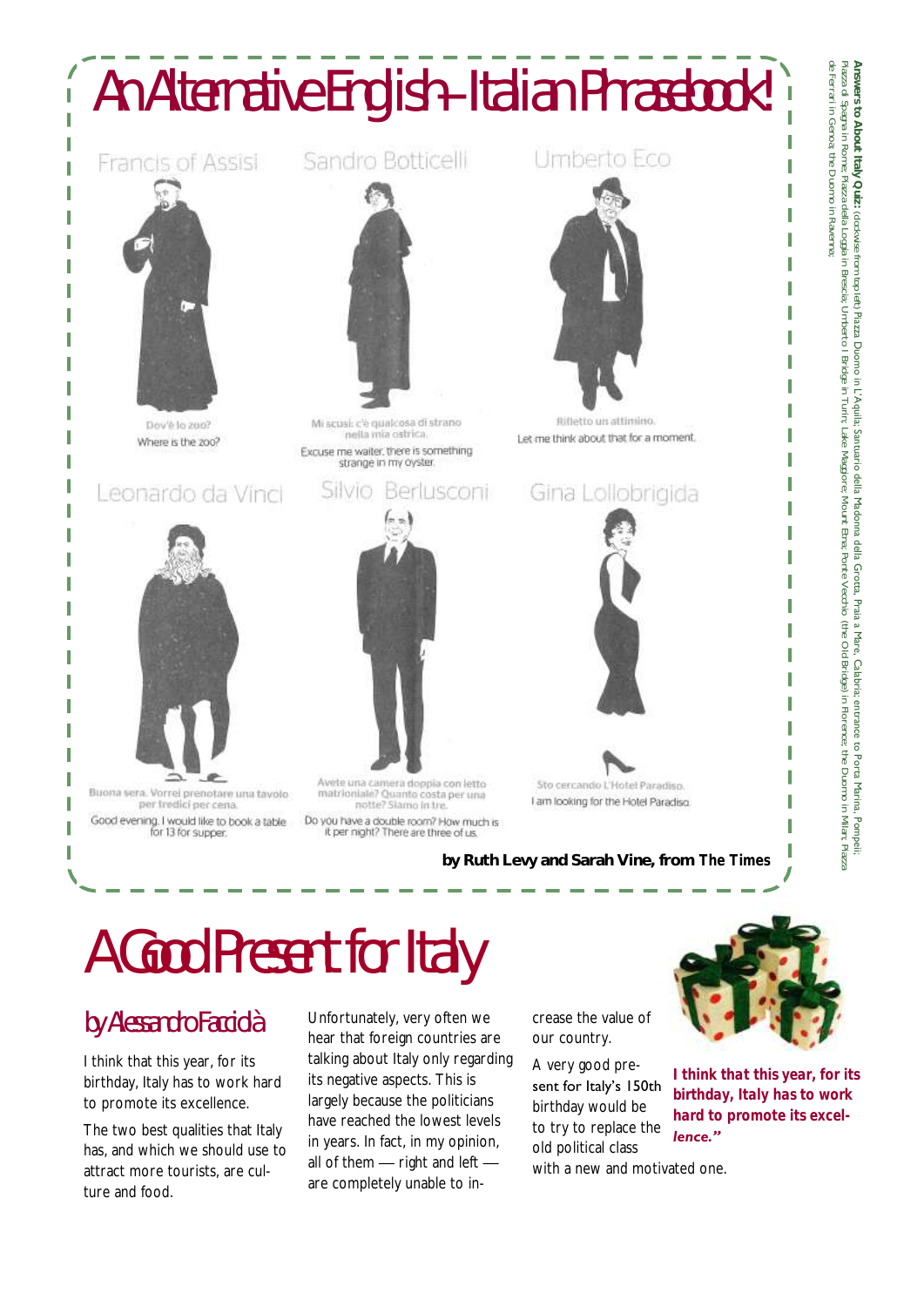# An Alternative English–Italian Phrasebook!

### Francis of Assisi

Dov'è lo zoo?

Where is the zoo?

### Sandro Botticelli

Mi scusi: c'è qualcosa di strano nella mia ostrica.

Excuse me waiter, there is something strange in my oyster.

### Umberto Eco

Rifletto un attimino.

Let me think about that for a moment.

### Leonardo da Vinci

Buona sera. Vorrei prenotare una tavolo per tredici per cena.

Good evening. I would like to book a table for 13 for supper.

### Silvio Berlusconi

Avete una camera doppia con letto matrimoniale? Quanto costa per una notte? Siamo in tre.

Do you have a double room? How much is it per night? There are three of us.

### Gina Lollobrigida

Sto cercando L'Hotel Paradiso.

I am looking for the Hotel Paradiso.

**by Ruth Levy and Sarah Vine, from The Times**

**Answers to About Italy Quiz:** (clockwise from top left) Piazza Duomo in L'Aquila; Santuario della Madonna della Grotta, Praia a Mare, Calabria; entrance to Porta Marina, Pompeii; Piazza di Spagna in Rome; Piazza della Loggia in Brescia; Umberto I Bridge in Turin; Lake Maggiore; Mount Etna; Ponte Vecchio (the Old Bridge) in Florence; the Duomo in Milan; Piazza de Ferrari in Genoa; the Duomo in Ravenna.

# A Good Present for Italy

## by Alessandro Faccidà

I think that this year, for its birthday, Italy has to work hard to promote its excellence.

The two best qualities that Italy has, and which we should use to attract more tourists, are culture and food.

Unfortunately, very often we hear that foreign countries are talking about Italy only regarding its negative aspects. This is largely because the politicians have reached the lowest levels in years. In fact, in my opinion, all of them — right and left — are completely unable to increase the value of our country.

A very good present for Italy's 150th birthday would be to try to replace the old political class with a new and motivated one.

***I think that this year, for its birthday, Italy has to work hard to promote its excellence."***